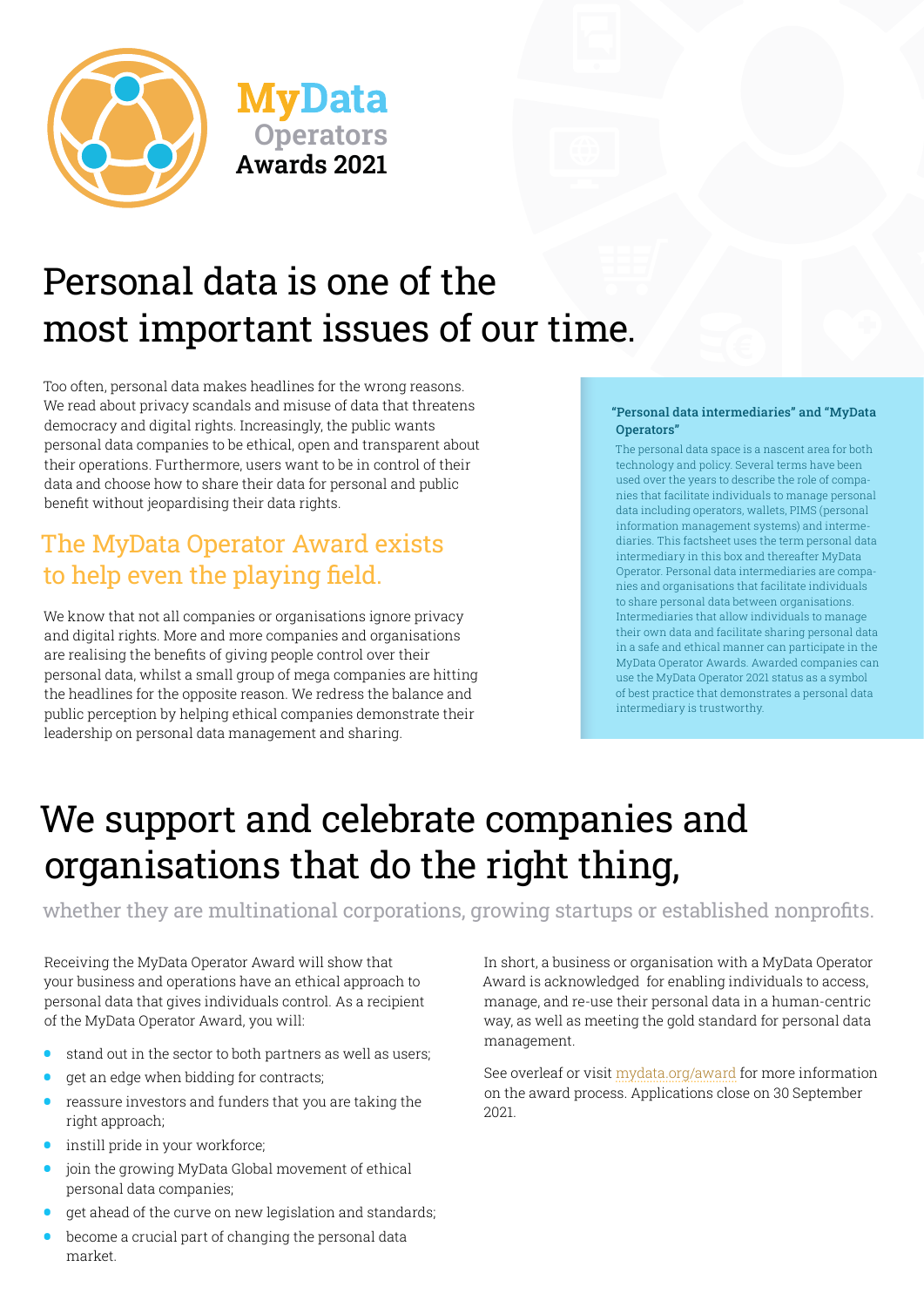# MyData Operators Awards 2021

# Personal data is one of the most important issues of our time.

Too often, personal data makes headlines for the wrong reasons. We read about privacy scandals and misuse of data that threatens democracy and digital rights. Increasingly, the public wants personal data companies to be ethical, open and transparent about their operations. Furthermore, users want to be in control of their data and choose how to share their data for personal and public benefit without jeopardising their data rights.

## The MyData Operator Award exists to help even the playing field.

We know that not all companies or organisations ignore privacy and digital rights. More and more companies and organisations are realising the benefits of giving people control over their personal data, whilst a small group of mega companies are hitting the headlines for the opposite reason. We redress the balance and public perception by helping ethical companies demonstrate their leadership on personal data management and sharing.

**"Personal data intermediaries" and "MyData Operators"**

The personal data space is a nascent area for both technology and policy. Several terms have been used over the years to describe the role of companies that facilitate individuals to manage personal data including operators, wallets, PIMS (personal information management systems) and intermediaries. This factsheet uses the term personal data intermediary in this box and thereafter MyData Operator. Personal data intermediaries are companies and organisations that facilitate individuals to share personal data between organisations. Intermediaries that allow individuals to manage their own data and facilitate sharing personal data in a safe and ethical manner can participate in the MyData Operator Awards. Awarded companies can use the MyData Operator 2021 status as a symbol of best practice that demonstrates a personal data intermediary is trustworthy.

# We support and celebrate companies and organisations that do the right thing,

whether they are multinational corporations, growing startups or established nonprofits.

Receiving the MyData Operator Award will show that your business and operations have an ethical approach to personal data that gives individuals control. As a recipient of the MyData Operator Award, you will:

- stand out in the sector to both partners as well as users;
- get an edge when bidding for contracts;
- reassure investors and funders that you are taking the right approach;
- instill pride in your workforce;
- join the growing MyData Global movement of ethical personal data companies;
- get ahead of the curve on new legislation and standards;
- become a crucial part of changing the personal data market.

In short, a business or organisation with a MyData Operator Award is acknowledged for enabling individuals to access, manage, and re-use their personal data in a human-centric way, as well as meeting the gold standard for personal data management.

See overleaf or visit mydata.org/award for more information on the award process. Applications close on 30 September 2021.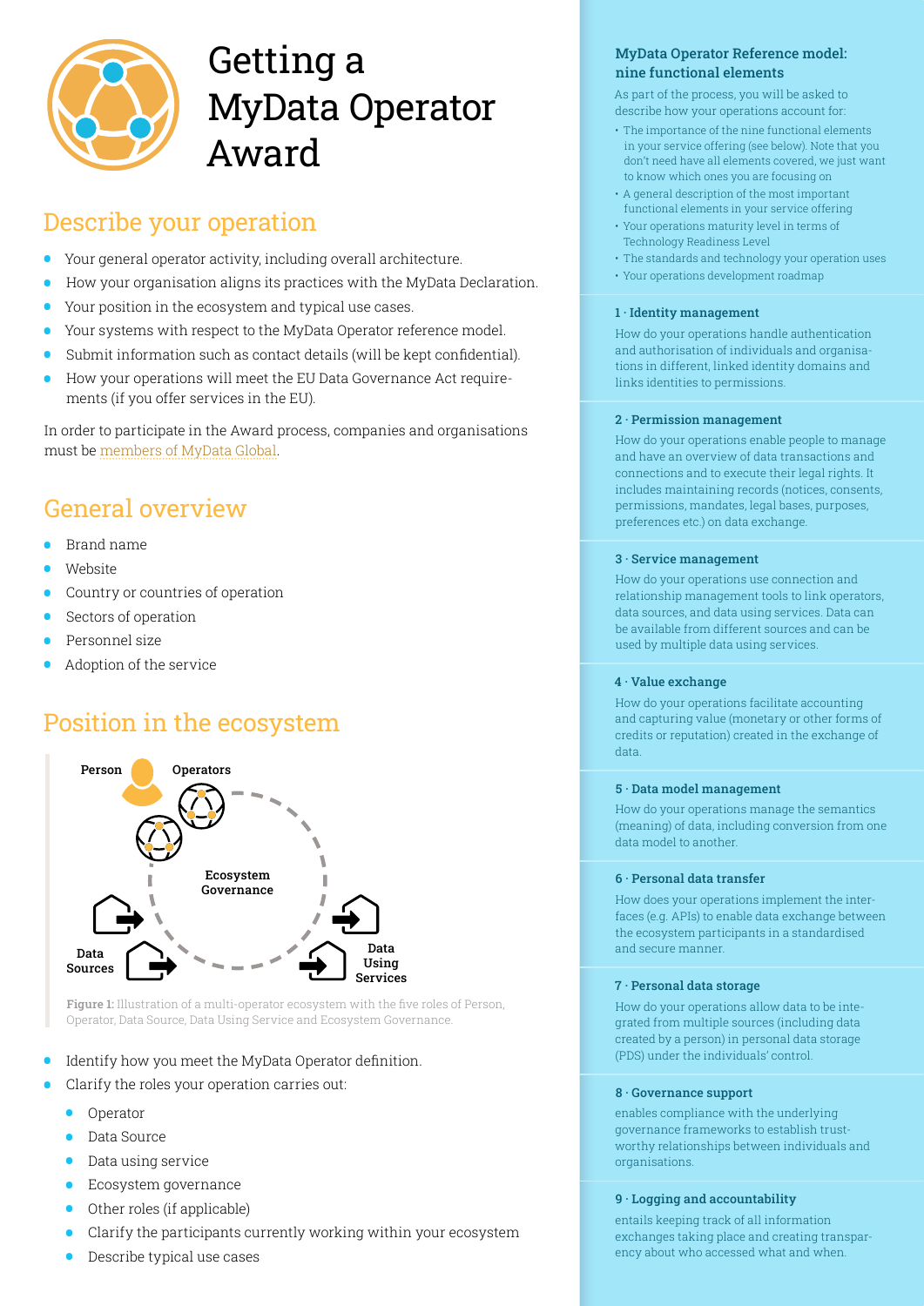# Getting a MyData Operator Award

## Describe your operation

- Your general operator activity, including overall architecture.
- How your organisation aligns its practices with the MyData Declaration.
- Your position in the ecosystem and typical use cases.
- Your systems with respect to the MyData Operator reference model.
- Submit information such as contact details (will be kept confidential).
- How your operations will meet the EU Data Governance Act requirements (if you offer services in the EU).

In order to participate in the Award process, companies and organisations must be members of MyData Global.

## General overview

- Brand name
- Website
- Country or countries of operation
- Sectors of operation
- Personnel size
- Adoption of the service

## Position in the ecosystem

Person
Operators
Ecosystem Governance
Data Sources
Data Using Services

**Figure 1:** Illustration of a multi-operator ecosystem with the five roles of Person, Operator, Data Source, Data Using Service and Ecosystem Governance.

- Identify how you meet the MyData Operator definition.
- Clarify the roles your operation carries out:
  - Operator
  - Data Source
  - Data using service
  - Ecosystem governance
  - Other roles (if applicable)
  - Clarify the participants currently working within your ecosystem
  - Describe typical use cases

## MyData Operator Reference model: nine functional elements

As part of the process, you will be asked to describe how your operations account for:

- The importance of the nine functional elements in your service offering (see below). Note that you don't need have all elements covered, we just want to know which ones you are focusing on
- A general description of the most important functional elements in your service offering
- Your operations maturity level in terms of Technology Readiness Level
- The standards and technology your operation uses
- Your operations development roadmap

### 1 · Identity management

How do your operations handle authentication and authorisation of individuals and organisations in different, linked identity domains and links identities to permissions.

### 2 · Permission management

How do your operations enable people to manage and have an overview of data transactions and connections and to execute their legal rights. It includes maintaining records (notices, consents, permissions, mandates, legal bases, purposes, preferences etc.) on data exchange.

### 3 · Service management

How do your operations use connection and relationship management tools to link operators, data sources, and data using services. Data can be available from different sources and can be used by multiple data using services.

### 4 · Value exchange

How do your operations facilitate accounting and capturing value (monetary or other forms of credits or reputation) created in the exchange of data.

### 5 · Data model management

How do your operations manage the semantics (meaning) of data, including conversion from one data model to another.

### 6 · Personal data transfer

How does your operations implement the interfaces (e.g. APIs) to enable data exchange between the ecosystem participants in a standardised and secure manner.

### 7 · Personal data storage

How do your operations allow data to be integrated from multiple sources (including data created by a person) in personal data storage (PDS) under the individuals' control.

### 8 · Governance support

enables compliance with the underlying governance frameworks to establish trustworthy relationships between individuals and organisations.

### 9 · Logging and accountability

entails keeping track of all information exchanges taking place and creating transparency about who accessed what and when.